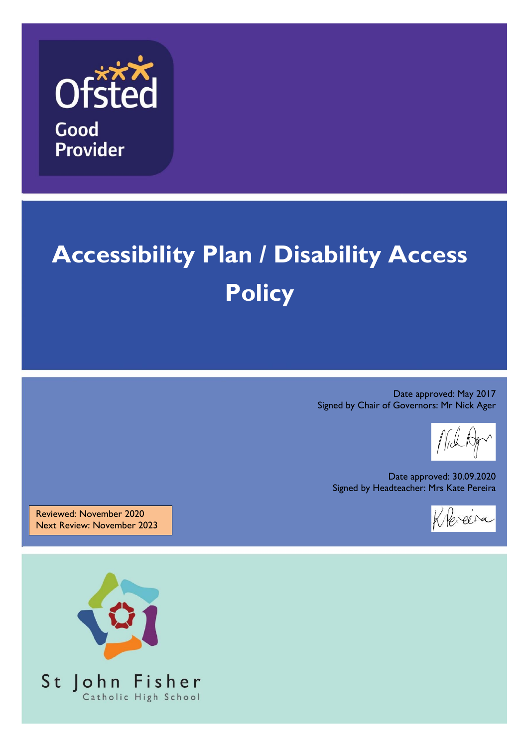Ofsted

Good Provider

# Accessibility Plan / Disability Access Policy

Date approved: May 2017
Signed by Chair of Governors: Mr Nick Ager

Date approved: 30.09.2020
Signed by Headteacher: Mrs Kate Pereira

Reviewed: November 2020
Next Review: November 2023

St John Fisher
Catholic High School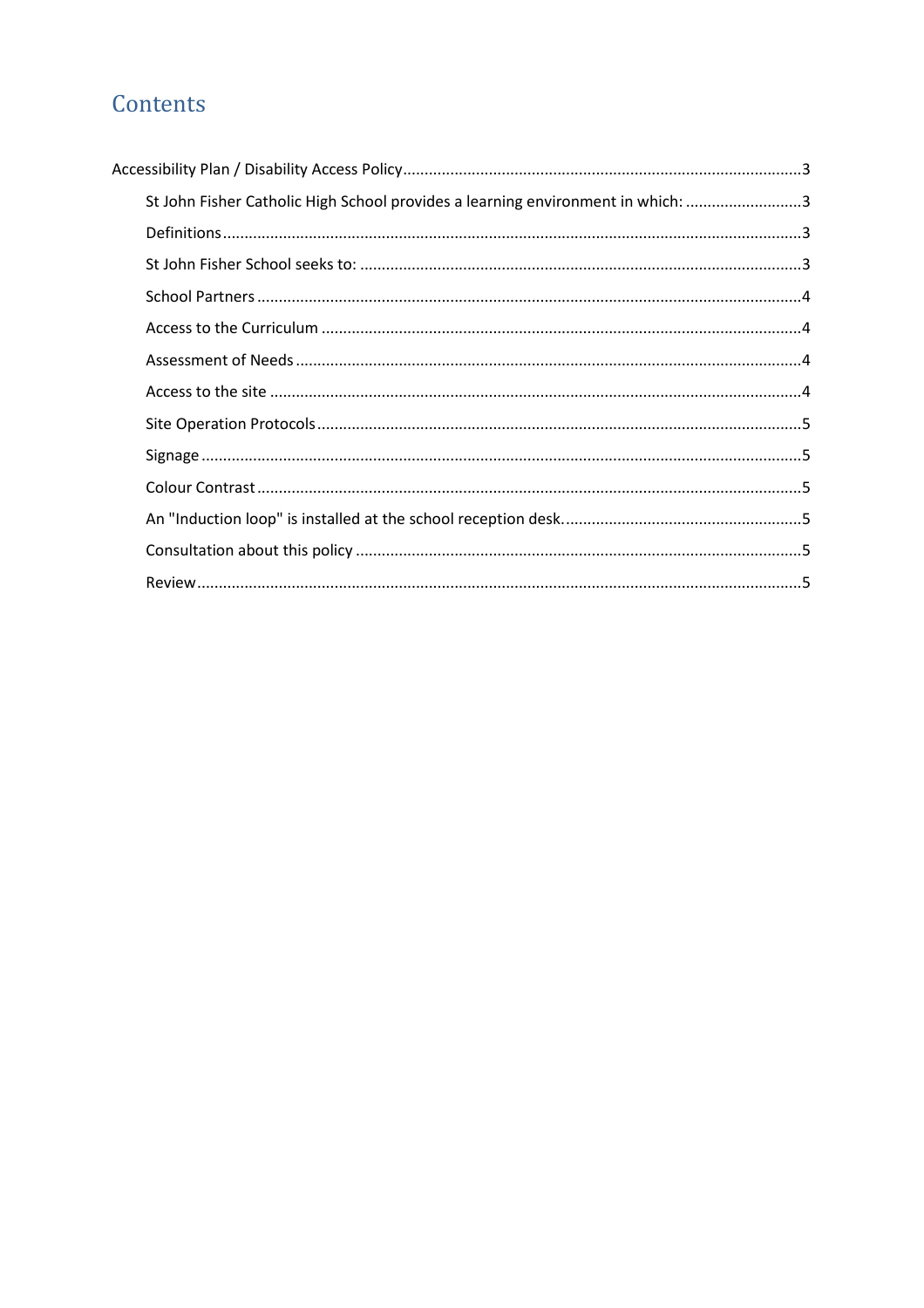# Contents

Accessibility Plan / Disability Access Policy ........................................................................................... 3

- St John Fisher Catholic High School provides a learning environment in which: ........................... 3
- Definitions ..................................................................................................................................... 3
- St John Fisher School seeks to: ...................................................................................................... 3
- School Partners .............................................................................................................................. 4
- Access to the Curriculum ............................................................................................................... 4
- Assessment of Needs ..................................................................................................................... 4
- Access to the site ........................................................................................................................... 4
- Site Operation Protocols ................................................................................................................ 5
- Signage ........................................................................................................................................... 5
- Colour Contrast .............................................................................................................................. 5
- An "Induction loop" is installed at the school reception desk. ........................................................ 5
- Consultation about this policy ....................................................................................................... 5
- Review ............................................................................................................................................ 5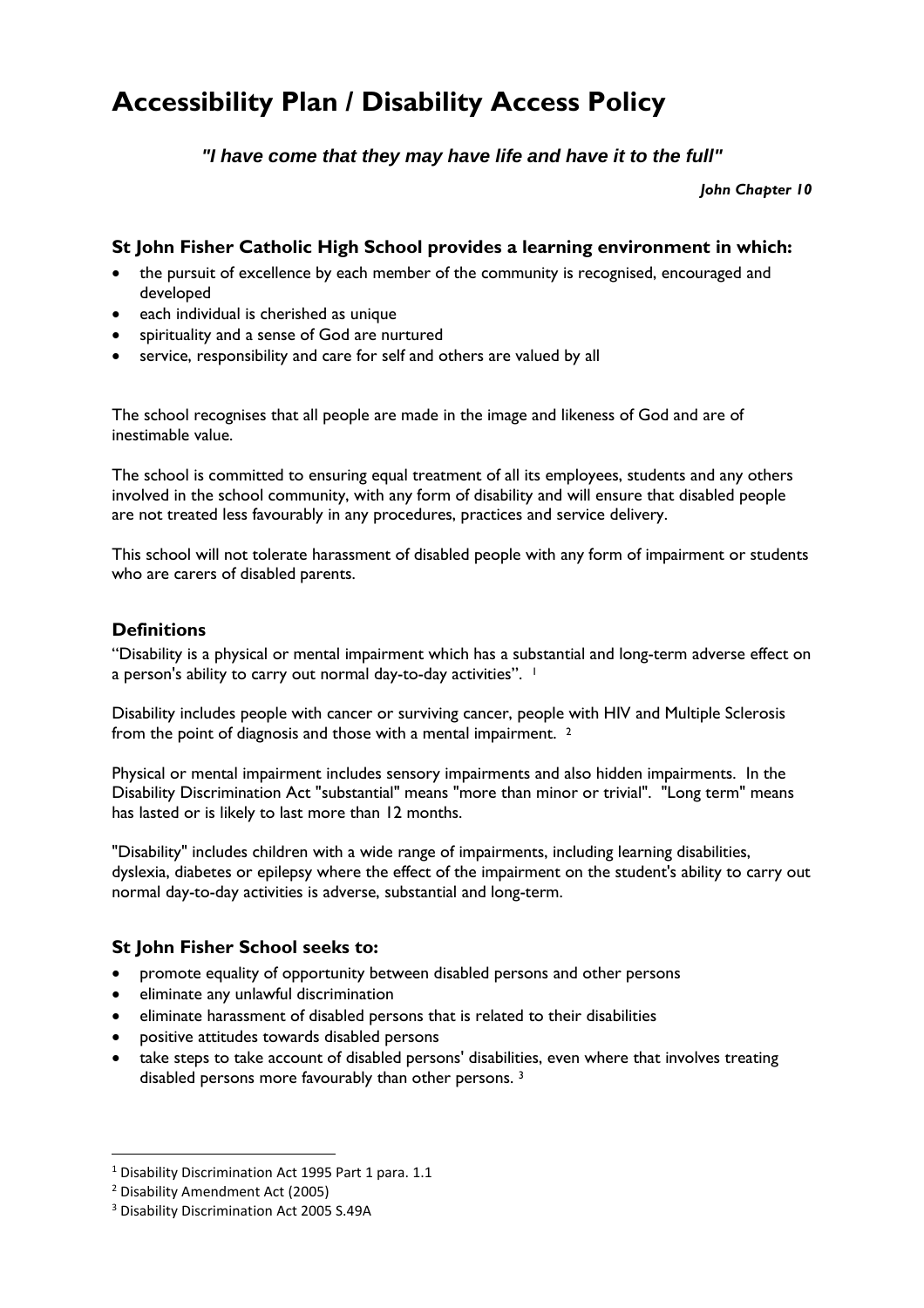# Accessibility Plan / Disability Access Policy

***"I have come that they may have life and have it to the full"***

***John Chapter 10***

### St John Fisher Catholic High School provides a learning environment in which:

- the pursuit of excellence by each member of the community is recognised, encouraged and developed
- each individual is cherished as unique
- spirituality and a sense of God are nurtured
- service, responsibility and care for self and others are valued by all

The school recognises that all people are made in the image and likeness of God and are of inestimable value.

The school is committed to ensuring equal treatment of all its employees, students and any others involved in the school community, with any form of disability and will ensure that disabled people are not treated less favourably in any procedures, practices and service delivery.

This school will not tolerate harassment of disabled people with any form of impairment or students who are carers of disabled parents.

### Definitions

"Disability is a physical or mental impairment which has a substantial and long-term adverse effect on a person's ability to carry out normal day-to-day activities". [1]

Disability includes people with cancer or surviving cancer, people with HIV and Multiple Sclerosis from the point of diagnosis and those with a mental impairment. [2]

Physical or mental impairment includes sensory impairments and also hidden impairments. In the Disability Discrimination Act "substantial" means "more than minor or trivial". "Long term" means has lasted or is likely to last more than 12 months.

"Disability" includes children with a wide range of impairments, including learning disabilities, dyslexia, diabetes or epilepsy where the effect of the impairment on the student's ability to carry out normal day-to-day activities is adverse, substantial and long-term.

### St John Fisher School seeks to:

- promote equality of opportunity between disabled persons and other persons
- eliminate any unlawful discrimination
- eliminate harassment of disabled persons that is related to their disabilities
- positive attitudes towards disabled persons
- take steps to take account of disabled persons' disabilities, even where that involves treating disabled persons more favourably than other persons. [3]

---

[1] Disability Discrimination Act 1995 Part 1 para. 1.1

[2] Disability Amendment Act (2005)

[3] Disability Discrimination Act 2005 S.49A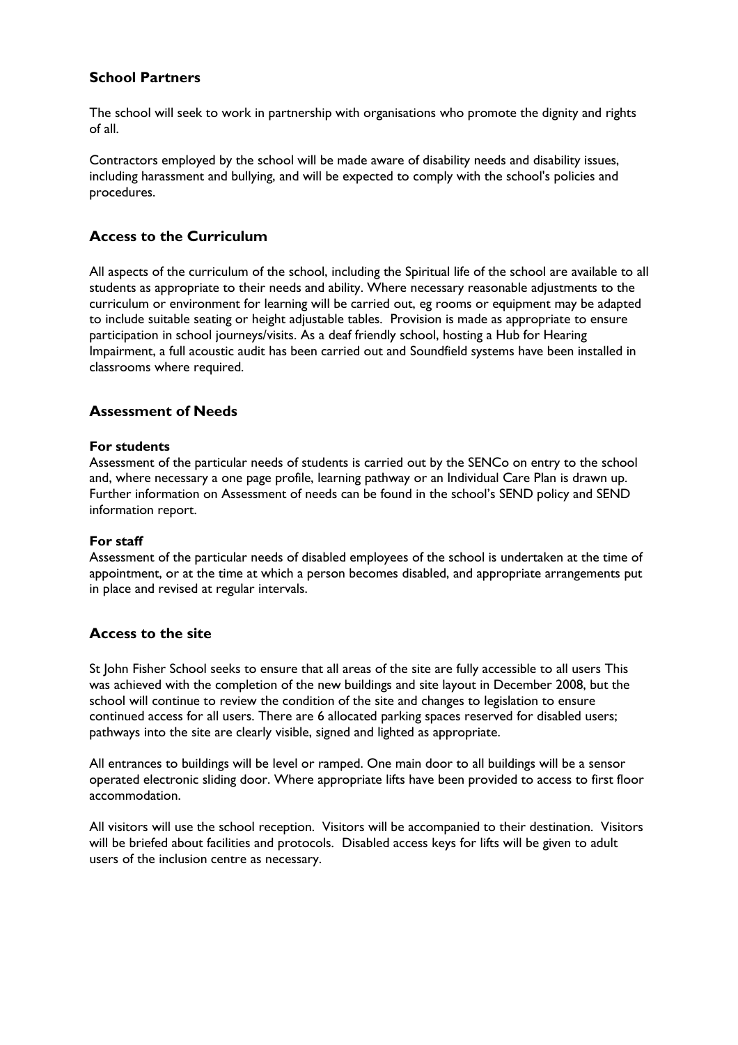## School Partners

The school will seek to work in partnership with organisations who promote the dignity and rights of all.

Contractors employed by the school will be made aware of disability needs and disability issues, including harassment and bullying, and will be expected to comply with the school's policies and procedures.

## Access to the Curriculum

All aspects of the curriculum of the school, including the Spiritual life of the school are available to all students as appropriate to their needs and ability. Where necessary reasonable adjustments to the curriculum or environment for learning will be carried out, eg rooms or equipment may be adapted to include suitable seating or height adjustable tables. Provision is made as appropriate to ensure participation in school journeys/visits. As a deaf friendly school, hosting a Hub for Hearing Impairment, a full acoustic audit has been carried out and Soundfield systems have been installed in classrooms where required.

## Assessment of Needs

**For students**
Assessment of the particular needs of students is carried out by the SENCo on entry to the school and, where necessary a one page profile, learning pathway or an Individual Care Plan is drawn up. Further information on Assessment of needs can be found in the school's SEND policy and SEND information report.

**For staff**
Assessment of the particular needs of disabled employees of the school is undertaken at the time of appointment, or at the time at which a person becomes disabled, and appropriate arrangements put in place and revised at regular intervals.

## Access to the site

St John Fisher School seeks to ensure that all areas of the site are fully accessible to all users This was achieved with the completion of the new buildings and site layout in December 2008, but the school will continue to review the condition of the site and changes to legislation to ensure continued access for all users. There are 6 allocated parking spaces reserved for disabled users; pathways into the site are clearly visible, signed and lighted as appropriate.

All entrances to buildings will be level or ramped. One main door to all buildings will be a sensor operated electronic sliding door. Where appropriate lifts have been provided to access to first floor accommodation.

All visitors will use the school reception. Visitors will be accompanied to their destination. Visitors will be briefed about facilities and protocols. Disabled access keys for lifts will be given to adult users of the inclusion centre as necessary.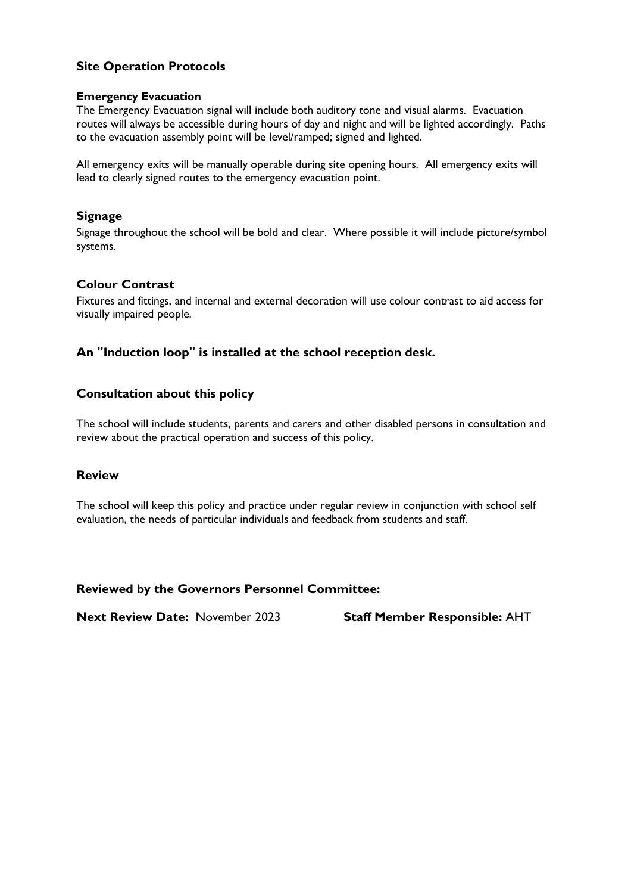## Site Operation Protocols

### Emergency Evacuation

The Emergency Evacuation signal will include both auditory tone and visual alarms. Evacuation routes will always be accessible during hours of day and night and will be lighted accordingly. Paths to the evacuation assembly point will be level/ramped; signed and lighted.

All emergency exits will be manually operable during site opening hours. All emergency exits will lead to clearly signed routes to the emergency evacuation point.

## Signage

Signage throughout the school will be bold and clear. Where possible it will include picture/symbol systems.

## Colour Contrast

Fixtures and fittings, and internal and external decoration will use colour contrast to aid access for visually impaired people.

## An "Induction loop" is installed at the school reception desk.

## Consultation about this policy

The school will include students, parents and carers and other disabled persons in consultation and review about the practical operation and success of this policy.

## Review

The school will keep this policy and practice under regular review in conjunction with school self evaluation, the needs of particular individuals and feedback from students and staff.

**Reviewed by the Governors Personnel Committee:**

**Next Review Date:** November 2023 **Staff Member Responsible:** AHT